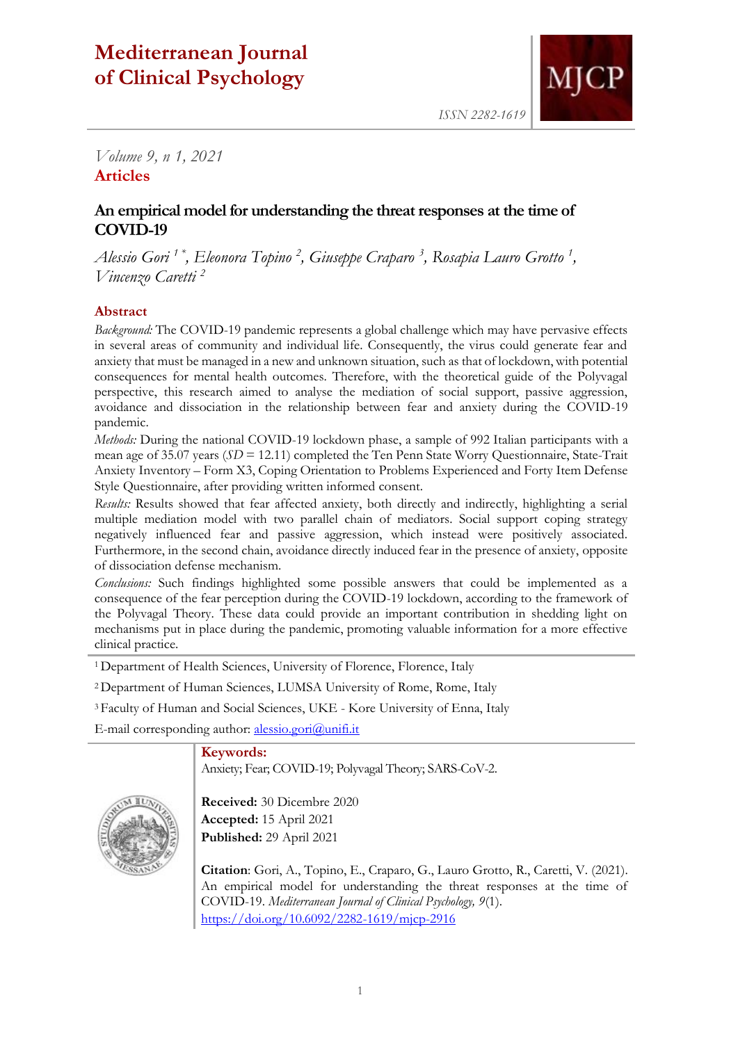# Mediterranean Journal of Clinical Psychology

ISSN 2282-1619

*Volume 9, n 1, 2021*

**Articles**

## An empirical model for understanding the threat responses at the time of COVID-19

*Alessio Gori [1]\*, Eleonora Topino [2], Giuseppe Craparo [3], Rosapia Lauro Grotto [1], Vincenzo Caretti [2]*

### Abstract

*Background:* The COVID-19 pandemic represents a global challenge which may have pervasive effects in several areas of community and individual life. Consequently, the virus could generate fear and anxiety that must be managed in a new and unknown situation, such as that of lockdown, with potential consequences for mental health outcomes. Therefore, with the theoretical guide of the Polyvagal perspective, this research aimed to analyse the mediation of social support, passive aggression, avoidance and dissociation in the relationship between fear and anxiety during the COVID-19 pandemic.

*Methods:* During the national COVID-19 lockdown phase, a sample of 992 Italian participants with a mean age of 35.07 years (*SD* = 12.11) completed the Ten Penn State Worry Questionnaire, State-Trait Anxiety Inventory – Form X3, Coping Orientation to Problems Experienced and Forty Item Defense Style Questionnaire, after providing written informed consent.

*Results:* Results showed that fear affected anxiety, both directly and indirectly, highlighting a serial multiple mediation model with two parallel chain of mediators. Social support coping strategy negatively influenced fear and passive aggression, which instead were positively associated. Furthermore, in the second chain, avoidance directly induced fear in the presence of anxiety, opposite of dissociation defense mechanism.

*Conclusions:* Such findings highlighted some possible answers that could be implemented as a consequence of the fear perception during the COVID-19 lockdown, according to the framework of the Polyvagal Theory. These data could provide an important contribution in shedding light on mechanisms put in place during the pandemic, promoting valuable information for a more effective clinical practice.

[1] Department of Health Sciences, University of Florence, Florence, Italy

[2] Department of Human Sciences, LUMSA University of Rome, Rome, Italy

[3] Faculty of Human and Social Sciences, UKE - Kore University of Enna, Italy

E-mail corresponding author: alessio.gori@unifi.it

**Keywords:**
Anxiety; Fear; COVID-19; Polyvagal Theory; SARS-CoV-2.

**Received:** 30 Dicembre 2020
**Accepted:** 15 April 2021
**Published:** 29 April 2021

**Citation**: Gori, A., Topino, E., Craparo, G., Lauro Grotto, R., Caretti, V. (2021). An empirical model for understanding the threat responses at the time of COVID-19. *Mediterranean Journal of Clinical Psychology, 9*(1). https://doi.org/10.6092/2282-1619/mjcp-2916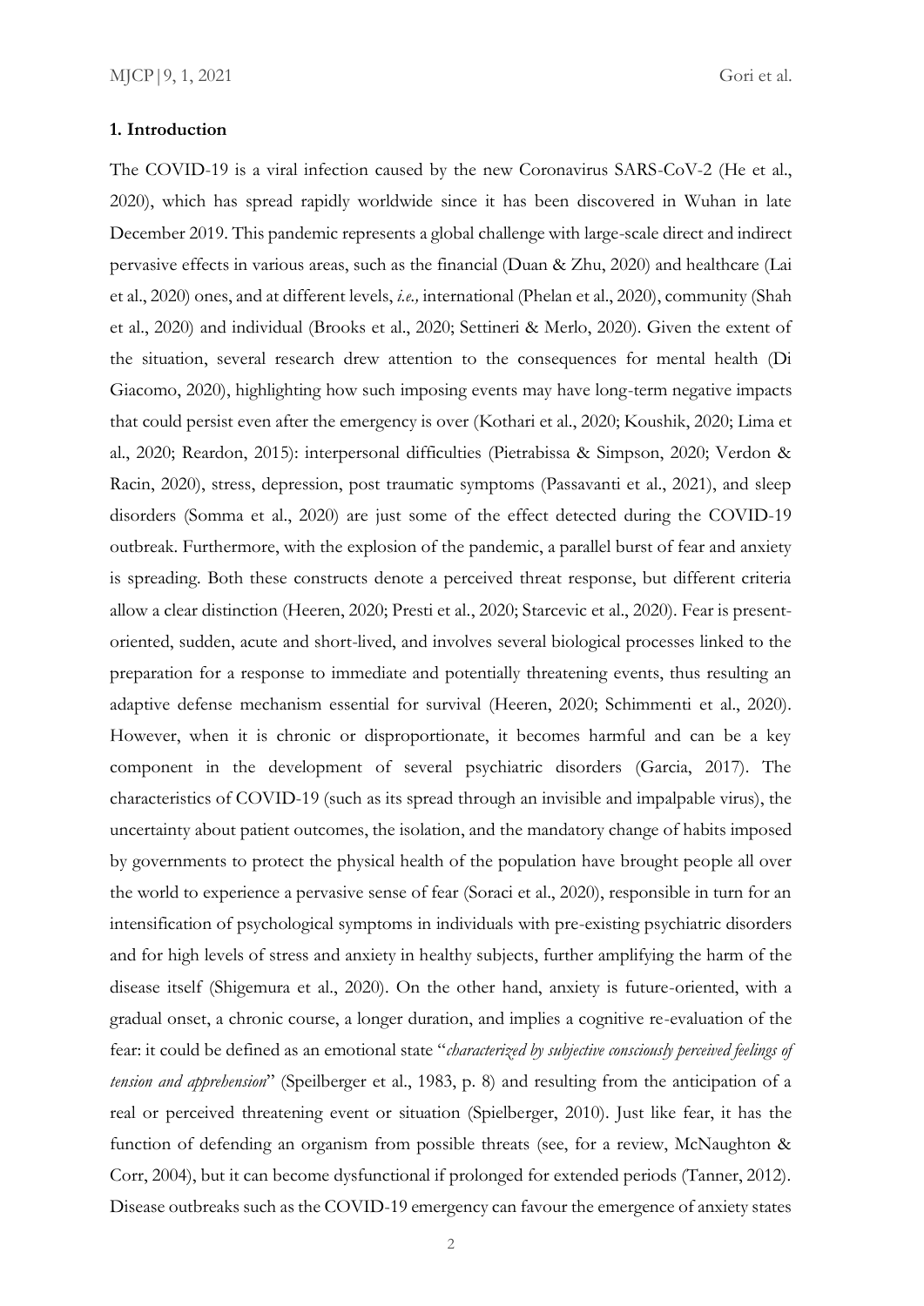## 1. Introduction

The COVID-19 is a viral infection caused by the new Coronavirus SARS-CoV-2 (He et al., 2020), which has spread rapidly worldwide since it has been discovered in Wuhan in late December 2019. This pandemic represents a global challenge with large-scale direct and indirect pervasive effects in various areas, such as the financial (Duan & Zhu, 2020) and healthcare (Lai et al., 2020) ones, and at different levels, *i.e.,* international (Phelan et al., 2020), community (Shah et al., 2020) and individual (Brooks et al., 2020; Settineri & Merlo, 2020). Given the extent of the situation, several research drew attention to the consequences for mental health (Di Giacomo, 2020), highlighting how such imposing events may have long-term negative impacts that could persist even after the emergency is over (Kothari et al., 2020; Koushik, 2020; Lima et al., 2020; Reardon, 2015): interpersonal difficulties (Pietrabissa & Simpson, 2020; Verdon & Racin, 2020), stress, depression, post traumatic symptoms (Passavanti et al., 2021), and sleep disorders (Somma et al., 2020) are just some of the effect detected during the COVID-19 outbreak. Furthermore, with the explosion of the pandemic, a parallel burst of fear and anxiety is spreading. Both these constructs denote a perceived threat response, but different criteria allow a clear distinction (Heeren, 2020; Presti et al., 2020; Starcevic et al., 2020). Fear is present-oriented, sudden, acute and short-lived, and involves several biological processes linked to the preparation for a response to immediate and potentially threatening events, thus resulting an adaptive defense mechanism essential for survival (Heeren, 2020; Schimmenti et al., 2020). However, when it is chronic or disproportionate, it becomes harmful and can be a key component in the development of several psychiatric disorders (Garcia, 2017). The characteristics of COVID-19 (such as its spread through an invisible and impalpable virus), the uncertainty about patient outcomes, the isolation, and the mandatory change of habits imposed by governments to protect the physical health of the population have brought people all over the world to experience a pervasive sense of fear (Soraci et al., 2020), responsible in turn for an intensification of psychological symptoms in individuals with pre-existing psychiatric disorders and for high levels of stress and anxiety in healthy subjects, further amplifying the harm of the disease itself (Shigemura et al., 2020). On the other hand, anxiety is future-oriented, with a gradual onset, a chronic course, a longer duration, and implies a cognitive re-evaluation of the fear: it could be defined as an emotional state "*characterized by subjective consciously perceived feelings of tension and apprehension*" (Speilberger et al., 1983, p. 8) and resulting from the anticipation of a real or perceived threatening event or situation (Spielberger, 2010). Just like fear, it has the function of defending an organism from possible threats (see, for a review, McNaughton & Corr, 2004), but it can become dysfunctional if prolonged for extended periods (Tanner, 2012). Disease outbreaks such as the COVID-19 emergency can favour the emergence of anxiety states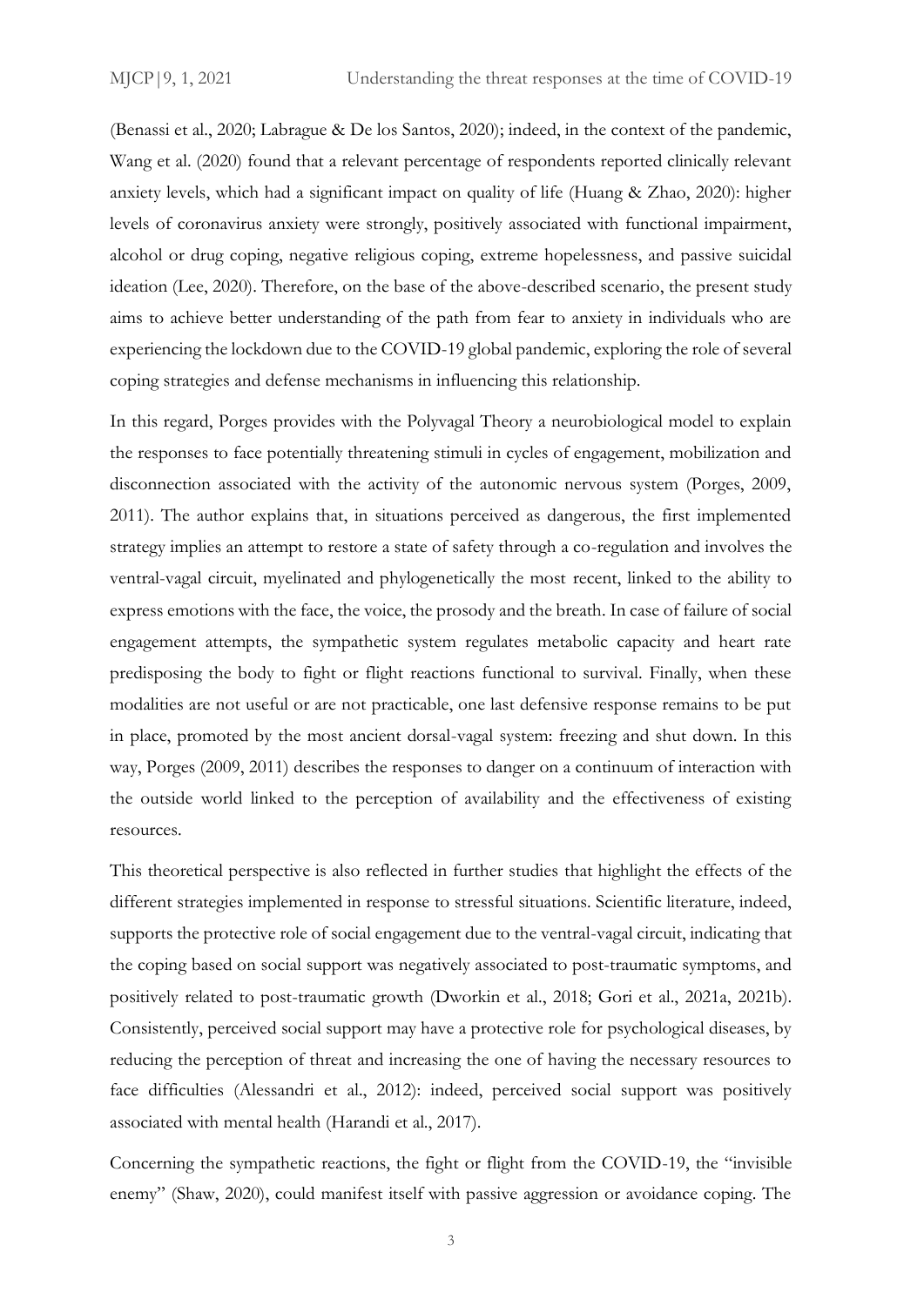(Benassi et al., 2020; Labrague & De los Santos, 2020); indeed, in the context of the pandemic, Wang et al. (2020) found that a relevant percentage of respondents reported clinically relevant anxiety levels, which had a significant impact on quality of life (Huang & Zhao, 2020): higher levels of coronavirus anxiety were strongly, positively associated with functional impairment, alcohol or drug coping, negative religious coping, extreme hopelessness, and passive suicidal ideation (Lee, 2020). Therefore, on the base of the above-described scenario, the present study aims to achieve better understanding of the path from fear to anxiety in individuals who are experiencing the lockdown due to the COVID-19 global pandemic, exploring the role of several coping strategies and defense mechanisms in influencing this relationship.

In this regard, Porges provides with the Polyvagal Theory a neurobiological model to explain the responses to face potentially threatening stimuli in cycles of engagement, mobilization and disconnection associated with the activity of the autonomic nervous system (Porges, 2009, 2011). The author explains that, in situations perceived as dangerous, the first implemented strategy implies an attempt to restore a state of safety through a co-regulation and involves the ventral-vagal circuit, myelinated and phylogenetically the most recent, linked to the ability to express emotions with the face, the voice, the prosody and the breath. In case of failure of social engagement attempts, the sympathetic system regulates metabolic capacity and heart rate predisposing the body to fight or flight reactions functional to survival. Finally, when these modalities are not useful or are not practicable, one last defensive response remains to be put in place, promoted by the most ancient dorsal-vagal system: freezing and shut down. In this way, Porges (2009, 2011) describes the responses to danger on a continuum of interaction with the outside world linked to the perception of availability and the effectiveness of existing resources.

This theoretical perspective is also reflected in further studies that highlight the effects of the different strategies implemented in response to stressful situations. Scientific literature, indeed, supports the protective role of social engagement due to the ventral-vagal circuit, indicating that the coping based on social support was negatively associated to post-traumatic symptoms, and positively related to post-traumatic growth (Dworkin et al., 2018; Gori et al., 2021a, 2021b). Consistently, perceived social support may have a protective role for psychological diseases, by reducing the perception of threat and increasing the one of having the necessary resources to face difficulties (Alessandri et al., 2012): indeed, perceived social support was positively associated with mental health (Harandi et al., 2017).

Concerning the sympathetic reactions, the fight or flight from the COVID-19, the "invisible enemy" (Shaw, 2020), could manifest itself with passive aggression or avoidance coping. The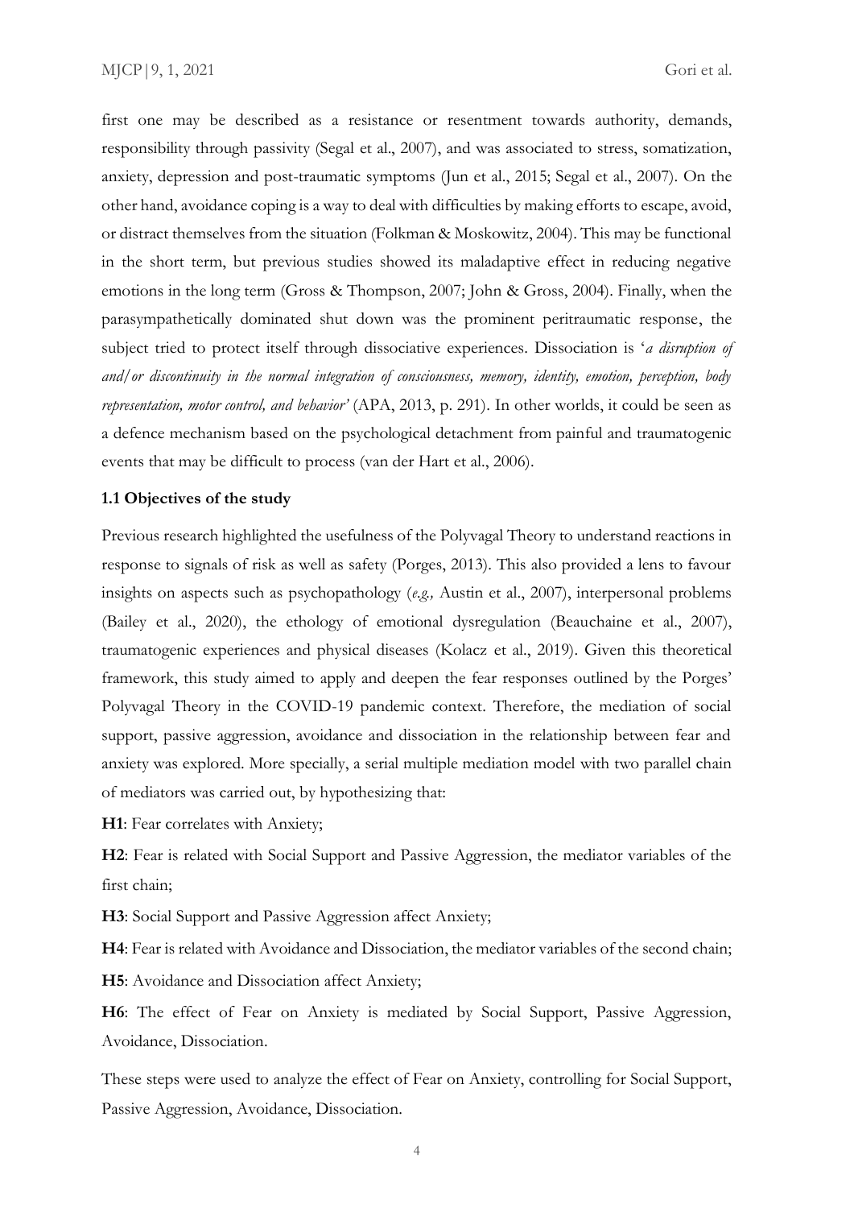first one may be described as a resistance or resentment towards authority, demands, responsibility through passivity (Segal et al., 2007), and was associated to stress, somatization, anxiety, depression and post-traumatic symptoms (Jun et al., 2015; Segal et al., 2007). On the other hand, avoidance coping is a way to deal with difficulties by making efforts to escape, avoid, or distract themselves from the situation (Folkman & Moskowitz, 2004). This may be functional in the short term, but previous studies showed its maladaptive effect in reducing negative emotions in the long term (Gross & Thompson, 2007; John & Gross, 2004). Finally, when the parasympathetically dominated shut down was the prominent peritraumatic response, the subject tried to protect itself through dissociative experiences. Dissociation is '*a disruption of and/or discontinuity in the normal integration of consciousness, memory, identity, emotion, perception, body representation, motor control, and behavior'* (APA, 2013, p. 291). In other worlds, it could be seen as a defence mechanism based on the psychological detachment from painful and traumatogenic events that may be difficult to process (van der Hart et al., 2006).

### 1.1 Objectives of the study

Previous research highlighted the usefulness of the Polyvagal Theory to understand reactions in response to signals of risk as well as safety (Porges, 2013). This also provided a lens to favour insights on aspects such as psychopathology (*e.g.,* Austin et al., 2007), interpersonal problems (Bailey et al., 2020), the ethology of emotional dysregulation (Beauchaine et al., 2007), traumatogenic experiences and physical diseases (Kolacz et al., 2019). Given this theoretical framework, this study aimed to apply and deepen the fear responses outlined by the Porges' Polyvagal Theory in the COVID-19 pandemic context. Therefore, the mediation of social support, passive aggression, avoidance and dissociation in the relationship between fear and anxiety was explored. More specially, a serial multiple mediation model with two parallel chain of mediators was carried out, by hypothesizing that:

**H1**: Fear correlates with Anxiety;

**H2**: Fear is related with Social Support and Passive Aggression, the mediator variables of the first chain;

**H3**: Social Support and Passive Aggression affect Anxiety;

**H4**: Fear is related with Avoidance and Dissociation, the mediator variables of the second chain;

**H5**: Avoidance and Dissociation affect Anxiety;

**H6**: The effect of Fear on Anxiety is mediated by Social Support, Passive Aggression, Avoidance, Dissociation.

These steps were used to analyze the effect of Fear on Anxiety, controlling for Social Support, Passive Aggression, Avoidance, Dissociation.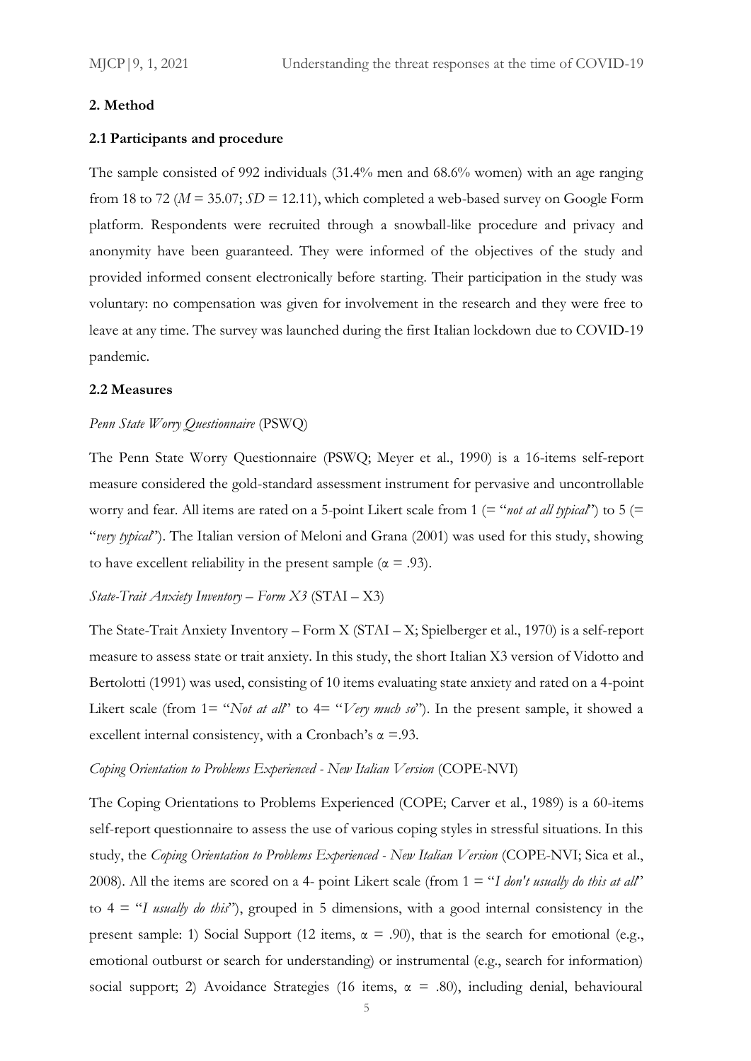## 2. Method

### 2.1 Participants and procedure

The sample consisted of 992 individuals (31.4% men and 68.6% women) with an age ranging from 18 to 72 ($M$ = 35.07; $SD$ = 12.11), which completed a web-based survey on Google Form platform. Respondents were recruited through a snowball-like procedure and privacy and anonymity have been guaranteed. They were informed of the objectives of the study and provided informed consent electronically before starting. Their participation in the study was voluntary: no compensation was given for involvement in the research and they were free to leave at any time. The survey was launched during the first Italian lockdown due to COVID-19 pandemic.

### 2.2 Measures

*Penn State Worry Questionnaire* (PSWQ)

The Penn State Worry Questionnaire (PSWQ; Meyer et al., 1990) is a 16-items self-report measure considered the gold-standard assessment instrument for pervasive and uncontrollable worry and fear. All items are rated on a 5-point Likert scale from 1 (= "*not at all typical*") to 5 (= "*very typical*"). The Italian version of Meloni and Grana (2001) was used for this study, showing to have excellent reliability in the present sample ($\alpha$ = .93).

*State-Trait Anxiety Inventory – Form X3* (STAI – X3)

The State-Trait Anxiety Inventory – Form X (STAI – X; Spielberger et al., 1970) is a self-report measure to assess state or trait anxiety. In this study, the short Italian X3 version of Vidotto and Bertolotti (1991) was used, consisting of 10 items evaluating state anxiety and rated on a 4-point Likert scale (from 1= "*Not at all*" to 4= "*Very much so*"). In the present sample, it showed a excellent internal consistency, with a Cronbach's $\alpha$ =.93.

*Coping Orientation to Problems Experienced - New Italian Version* (COPE-NVI)

The Coping Orientations to Problems Experienced (COPE; Carver et al., 1989) is a 60-items self-report questionnaire to assess the use of various coping styles in stressful situations. In this study, the *Coping Orientation to Problems Experienced - New Italian Version* (COPE-NVI; Sica et al., 2008). All the items are scored on a 4- point Likert scale (from 1 = "*I don't usually do this at all*" to 4 = "*I usually do this*"), grouped in 5 dimensions, with a good internal consistency in the present sample: 1) Social Support (12 items, $\alpha$ = .90), that is the search for emotional (e.g., emotional outburst or search for understanding) or instrumental (e.g., search for information) social support; 2) Avoidance Strategies (16 items, $\alpha$ = .80), including denial, behavioural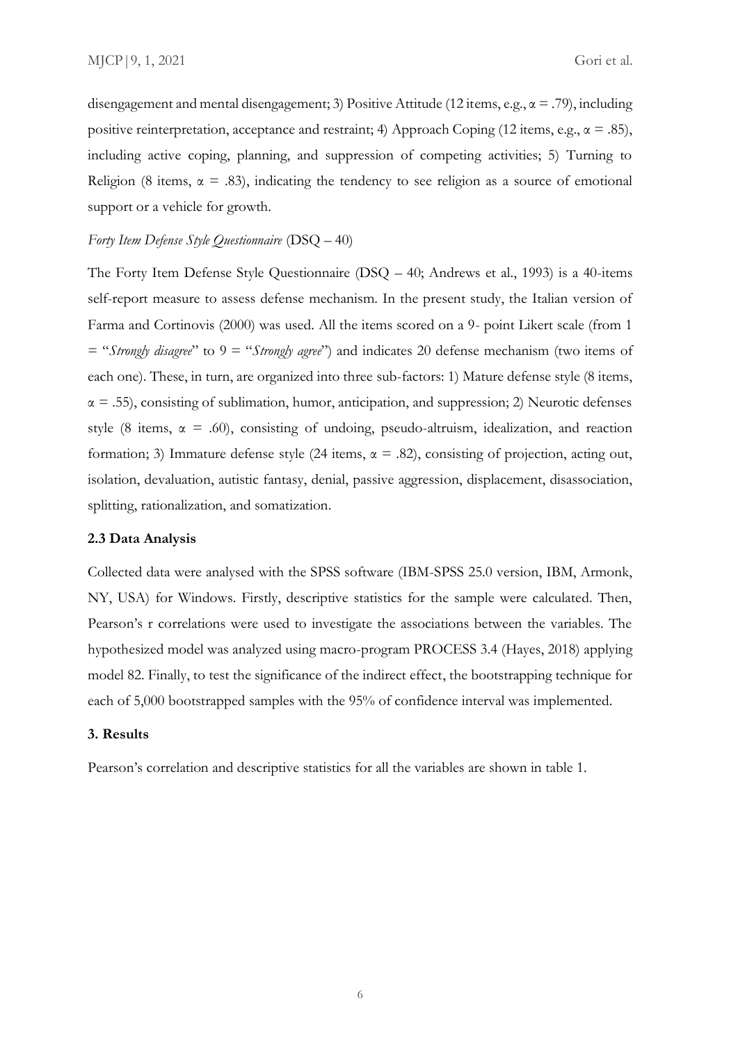disengagement and mental disengagement; 3) Positive Attitude (12 items, e.g., $\alpha = .79$), including positive reinterpretation, acceptance and restraint; 4) Approach Coping (12 items, e.g., $\alpha = .85$), including active coping, planning, and suppression of competing activities; 5) Turning to Religion (8 items, $\alpha = .83$), indicating the tendency to see religion as a source of emotional support or a vehicle for growth.

*Forty Item Defense Style Questionnaire* (DSQ – 40)

The Forty Item Defense Style Questionnaire (DSQ – 40; Andrews et al., 1993) is a 40-items self-report measure to assess defense mechanism. In the present study, the Italian version of Farma and Cortinovis (2000) was used. All the items scored on a 9- point Likert scale (from 1 = "*Strongly disagree*" to 9 = "*Strongly agree*") and indicates 20 defense mechanism (two items of each one). These, in turn, are organized into three sub-factors: 1) Mature defense style (8 items, $\alpha = .55$), consisting of sublimation, humor, anticipation, and suppression; 2) Neurotic defenses style (8 items, $\alpha = .60$), consisting of undoing, pseudo-altruism, idealization, and reaction formation; 3) Immature defense style (24 items, $\alpha = .82$), consisting of projection, acting out, isolation, devaluation, autistic fantasy, denial, passive aggression, displacement, disassociation, splitting, rationalization, and somatization.

### 2.3 Data Analysis

Collected data were analysed with the SPSS software (IBM-SPSS 25.0 version, IBM, Armonk, NY, USA) for Windows. Firstly, descriptive statistics for the sample were calculated. Then, Pearson's r correlations were used to investigate the associations between the variables. The hypothesized model was analyzed using macro-program PROCESS 3.4 (Hayes, 2018) applying model 82. Finally, to test the significance of the indirect effect, the bootstrapping technique for each of 5,000 bootstrapped samples with the 95% of confidence interval was implemented.

## 3. Results

Pearson's correlation and descriptive statistics for all the variables are shown in table 1.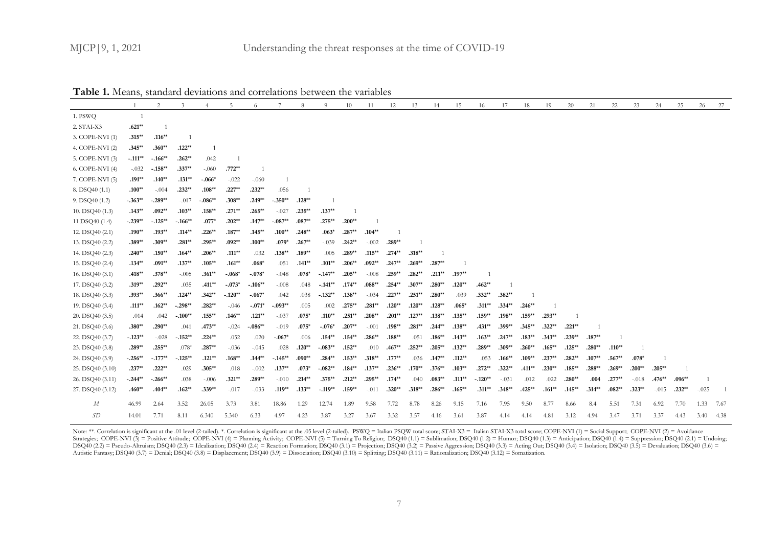**Table 1.** Means, standard deviations and correlations between the variables

| | 1 | 2 | 3 | 4 | 5 | 6 | 7 | 8 | 9 | 10 | 11 | 12 | 13 | 14 | 15 | 16 | 17 | 18 | 19 | 20 | 21 | 22 | 23 | 24 | 25 | 26 | 27 |
|---|---|---|---|---|---|---|---|---|---|---|---|---|---|---|---|---|---|---|---|---|---|---|---|---|---|---|---|
| 1. PSWQ | 1 | | | | | | | | | | | | | | | | | | | | | | | | | | |
| 2. STAI-X3 | **.621**** | 1 | | | | | | | | | | | | | | | | | | | | | | | | | |
| 3. COPE-NVI (1) | **.315**** | **.116**** | 1 | | | | | | | | | | | | | | | | | | | | | | | | |
| 4. COPE-NVI (2) | **.345**** | **.360**** | **.122**** | 1 | | | | | | | | | | | | | | | | | | | | | | | |
| 5. COPE-NVI (3) | **-.111**** | **-.166**** | **.262**** | .042 | 1 | | | | | | | | | | | | | | | | | | | | | | |
| 6. COPE-NVI (4) | -.032 | **-.158**** | **.337**** | -.060 | **.772**** | 1 | | | | | | | | | | | | | | | | | | | | | |
| 7. COPE-NVI (5) | **.191**** | **.140**** | **.131**** | **-.066*** | -.022 | -.060 | 1 | | | | | | | | | | | | | | | | | | | | |
| 8. DSQ40 (1.1) | **.100**** | -.004 | **.232**** | **.108**** | **.227**** | **.232**** | .056 | 1 | | | | | | | | | | | | | | | | | | | |
| 9. DSQ40 (1.2) | **-.363**** | **-.289**** | -.017 | **-.086**** | **.308**** | **.249**** | **-.350**** | **.128**** | 1 | | | | | | | | | | | | | | | | | | |
| 10. DSQ40 (1.3) | **.143**** | **.092**** | **.103**** | **.158**** | **.271**** | **.265**** | -.027 | **.235**** | **.137**** | 1 | | | | | | | | | | | | | | | | | |
| 11 DSQ40 (1.4) | **-.239**** | **-.125**** | **-.166**** | **.077*** | **.202**** | **.147**** | **-.087**** | **.087**** | **.275**** | **.200**** | 1 | | | | | | | | | | | | | | | | |
| 12. DSQ40 (2.1) | **.190**** | **.193**** | **.114**** | **.226**** | **.187**** | **.145**** | **.100**** | **.248**** | **.063*** | **.287**** | **.104**** | 1 | | | | | | | | | | | | | | | |
| 13. DSQ40 (2.2) | **.389**** | **.309**** | **.281**** | **.295**** | **.092**** | **.100**** | **.079*** | **.267**** | -.039 | **.242**** | -.002 | **.289**** | 1 | | | | | | | | | | | | | | |
| 14. DSQ40 (2.3) | **.240**** | **.150**** | **.164**** | **.206**** | **.111**** | .032 | **.138**** | **.189**** | .005 | **.289**** | **.115**** | **.274**** | **.318**** | 1 | | | | | | | | | | | | | |
| 15. DSQ40 (2.4) | **.134**** | **.091**** | **.137**** | **.105**** | **.161**** | **.068*** | .051 | **.141**** | **.101**** | **.206**** | **.092**** | **.247**** | **.269**** | **.287**** | 1 | | | | | | | | | | | | |
| 16. DSQ40 (3.1) | **.418**** | **.378**** | -.005 | **.361**** | **-.068*** | **-.078*** | -.048 | **.078*** | **-.147**** | **.205**** | -.008 | **.259**** | **.282**** | **.211**** | **.197**** | 1 | | | | | | | | | | | |
| 17. DSQ40 (3.2) | **.319**** | **.292**** | .035 | **.411**** | **-.073*** | **-.106**** | -.008 | .048 | **-.141**** | **.174**** | **.088**** | **.254**** | **.307**** | **.280**** | **.120**** | **.462**** | 1 | | | | | | | | | | |
| 18. DSQ40 (3.3) | **.393**** | **.366**** | **.124**** | **.342**** | **-.120**** | **-.067*** | .042 | .038 | **-.132**** | **.138**** | -.034 | **.227**** | **.251**** | **.280**** | .039 | **.332**** | **.382**** | 1 | | | | | | | | | |
| 19. DSQ40 (3.4) | **.111**** | **.162**** | **-.298**** | **.282**** | -.046 | **-.071*** | **-.093**** | .005 | .002 | **.275**** | **.281**** | **.120**** | **.120**** | **.128**** | **.065*** | **.311**** | **.334**** | **.246**** | 1 | | | | | | | | |
| 20. DSQ40 (3.5) | .014 | .042 | **-.100**** | **.155**** | **.146**** | **.121**** | -.037 | **.075*** | **.110**** | **.251**** | **.208**** | **.201**** | **.127**** | **.138**** | **.135**** | **.159**** | **.198**** | **.159**** | **.293**** | 1 | | | | | | | |
| 21. DSQ40 (3.6) | **.380**** | **.290**** | .041 | **.473**** | -.024 | **-.086**** | -.019 | **.075*** | **-.076*** | **.207**** | -.001 | **.198**** | **.281**** | **.244**** | **.138**** | **.431**** | **.399**** | **.345**** | **.322**** | **.221**** | 1 | | | | | | |
| 22. DSQ40 (3.7) | **-.123**** | -.028 | **-.152**** | **.224**** | .052 | .020 | **-.067*** | .006 | **.154**** | **.154**** | **.286**** | **.188**** | .051 | **.186**** | **.143**** | **.163**** | **.247**** | **.183**** | **.343**** | **.239**** | **.187**** | 1 | | | | | |
| 23. DSQ40 (3.8) | **.289**** | **.255**** | .078* | **.287**** | -.036 | -.045 | .028 | **.120**** | **-.083**** | **.152**** | .010 | **.467**** | **.252**** | **.205**** | **.132**** | **.289**** | **.309**** | **.260**** | **.165**** | **.125**** | **.280**** | **.110**** | 1 | | | | |
| 24. DSQ40 (3.9) | **-.256**** | **-.177**** | **-.125**** | **.121**** | **.168**** | **.144**** | **-.145**** | **.090**** | **.284**** | **.153**** | **.318**** | **.177**** | .036 | **.147**** | **.112**** | .053 | **.166**** | **.109**** | **.237**** | **.282**** | **.107**** | **.567**** | **.078*** | 1 | | | |
| 25. DSQ40 (3.10) | **.237**** | **.222**** | .029 | **.305**** | .018 | -.002 | **.137**** | **.073*** | **-.082**** | **.184**** | **.137**** | **.236**** | **.170**** | **.376**** | **.103**** | **.272**** | **.322**** | **.411**** | **.230**** | **.185**** | **.288**** | **.269**** | **.200**** | **.205**** | 1 | | |
| 26. DSQ40 (3.11) | **-.244**** | **-.266**** | .038 | -.006 | **.321**** | **.289**** | -.010 | **.214**** | **.375**** | **.212**** | **.295**** | **.174**** | .040 | **.083**** | **.111**** | **-.120**** | -.031 | .012 | .022 | **.280**** | **.004** | **.277**** | -.018 | **.476**** | **.096**** | 1 | |
| 27. DSQ40 (3.12) | **.460**** | **.404**** | **.162**** | **.339**** | -.017 | -.033 | **.119**** | **.133**** | **-.119**** | **.159**** | -.011 | **.320**** | **.318**** | **.286**** | **.165**** | **.311**** | **.348**** | **.425**** | **.161**** | **.145**** | **.314**** | **.082**** | **.323**** | -.015 | **.232**** | -.025 | 1 |
| *M* | 46.99 | 2.64 | 3.52 | 26.05 | 3.73 | 3.81 | 18.86 | 1.29 | 12.74 | 1.89 | 9.58 | 7.72 | 8.78 | 8.26 | 9.15 | 7.16 | 7.95 | 9.50 | 8.77 | 8.66 | 8.4 | 5.51 | 7.31 | 6.92 | 7.70 | 1.33 | 7.67 |
| *SD* | 14.01 | 7.71 | 8.11 | 6.340 | 5.340 | 6.33 | 4.97 | 4.23 | 3.87 | 3.27 | 3.67 | 3.32 | 3.57 | 4.16 | 3.61 | 3.87 | 4.14 | 4.14 | 4.81 | 3.12 | 4.94 | 3.47 | 3.71 | 3.37 | 4.43 | 3.40 | 4.38 |

Note: **. Correlation is significant at the .01 level (2-tailed). *. Correlation is significant at the .05 level (2-tailed). PSWQ = Italian PSQW total score; STAI-X3 = Italian STAI-X3 total score; COPE-NVI (1) = Social Support; COPE-NVI (2) = Avoidance Strategies; COPE-NVI (3) = Positive Attitude; COPE-NVI (4) = Planning Activity; COPE-NVI (5) = Turning To Religion; DSQ40 (1.1) = Sublimation; DSQ40 (1.2) = Humor; DSQ40 (1.3) = Anticipation; DSQ40 (1.4) = Suppression; DSQ40 (2.1) = Undoing; DSQ40 (2.2) = Pseudo-Altruism; DSQ40 (2.3) = Idealization; DSQ40 (2.4) = Reaction Formation; DSQ40 (3.1) = Projection; DSQ40 (3.2) = Passive Aggression; DSQ40 (3.3) = Acting Out; DSQ40 (3.4) = Isolation; DSQ40 (3.5) = Devaluation; DSQ40 (3.6) = Autistic Fantasy; DSQ40 (3.7) = Denial; DSQ40 (3.8) = Displacement; DSQ40 (3.9) = Dissociation; DSQ40 (3.10) = Splitting; DSQ40 (3.11) = Rationalization; DSQ40 (3.12) = Somatization.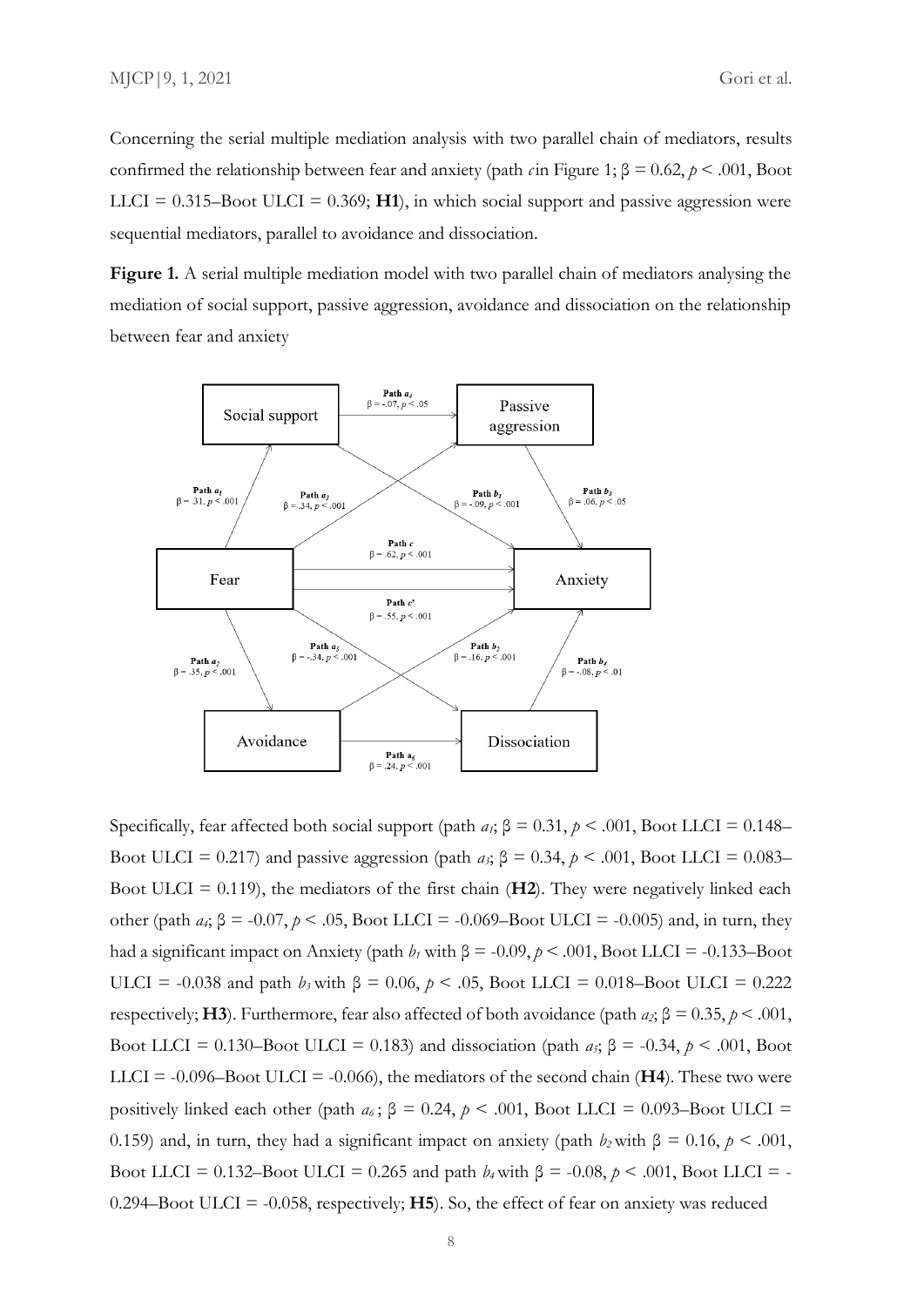Concerning the serial multiple mediation analysis with two parallel chain of mediators, results confirmed the relationship between fear and anxiety (path *c* in Figure 1; $\beta = 0.62$, $p < .001$, Boot LLCI = 0.315–Boot ULCI = 0.369; **H1**), in which social support and passive aggression were sequential mediators, parallel to avoidance and dissociation.

**Figure 1.** A serial multiple mediation model with two parallel chain of mediators analysing the mediation of social support, passive aggression, avoidance and dissociation on the relationship between fear and anxiety

Specifically, fear affected both social support (path $a_1$; $\beta = 0.31$, $p < .001$, Boot LLCI = 0.148–Boot ULCI = 0.217) and passive aggression (path $a_3$; $\beta = 0.34$, $p < .001$, Boot LLCI = 0.083–Boot ULCI = 0.119), the mediators of the first chain (**H2**). They were negatively linked each other (path $a_4$; $\beta = -0.07$, $p < .05$, Boot LLCI = -0.069–Boot ULCI = -0.005) and, in turn, they had a significant impact on Anxiety (path $b_1$ with $\beta = -0.09$, $p < .001$, Boot LLCI = -0.133–Boot ULCI = -0.038 and path $b_3$ with $\beta = 0.06$, $p < .05$, Boot LLCI = 0.018–Boot ULCI = 0.222 respectively; **H3**). Furthermore, fear also affected of both avoidance (path $a_2$; $\beta = 0.35$, $p < .001$, Boot LLCI = 0.130–Boot ULCI = 0.183) and dissociation (path $a_5$; $\beta = -0.34$, $p < .001$, Boot LLCI = -0.096–Boot ULCI = -0.066), the mediators of the second chain (**H4**). These two were positively linked each other (path $a_6$; $\beta = 0.24$, $p < .001$, Boot LLCI = 0.093–Boot ULCI = 0.159) and, in turn, they had a significant impact on anxiety (path $b_2$ with $\beta = 0.16$, $p < .001$, Boot LLCI = 0.132–Boot ULCI = 0.265 and path $b_4$ with $\beta = -0.08$, $p < .001$, Boot LLCI = -0.294–Boot ULCI = -0.058, respectively; **H5**). So, the effect of fear on anxiety was reduced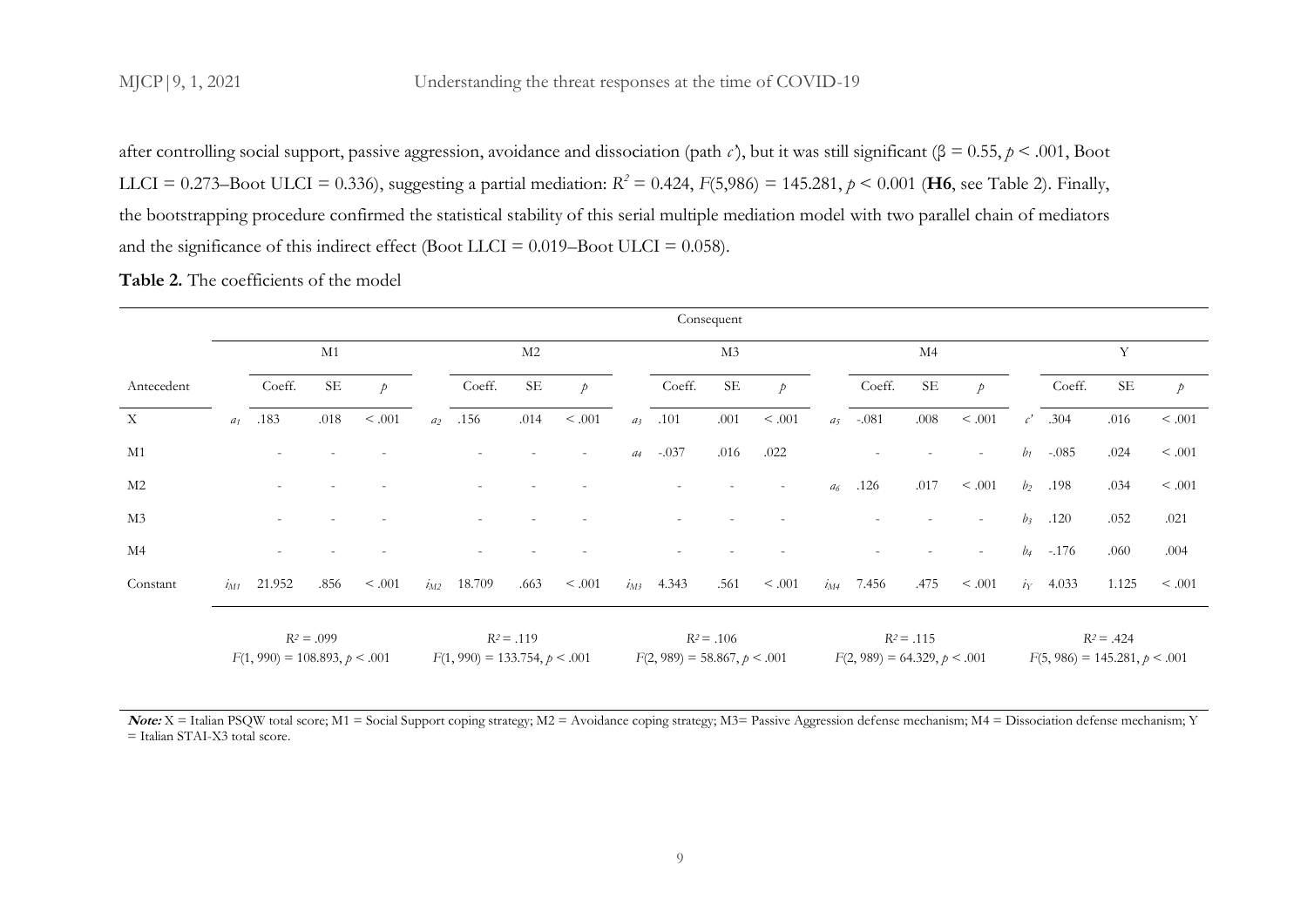after controlling social support, passive aggression, avoidance and dissociation (path $c'$), but it was still significant ($\beta = 0.55$, $p < .001$, Boot LLCI = 0.273–Boot ULCI = 0.336), suggesting a partial mediation: $R^2 = 0.424$, $F(5,986) = 145.281$, $p < 0.001$ (**H6**, see Table 2). Finally, the bootstrapping procedure confirmed the statistical stability of this serial multiple mediation model with two parallel chain of mediators and the significance of this indirect effect (Boot LLCI = 0.019–Boot ULCI = 0.058).

**Table 2.** The coefficients of the model

| | Consequent | | | | | | | | | | | | | | | | | | | |
|---|---|---|---|---|---|---|---|---|---|---|---|---|---|---|---|---|---|---|---|---|
| | M1 | | | | M2 | | | | M3 | | | | M4 | | | | Y | | | |
| Antecedent | | Coeff. | SE | $p$ | | Coeff. | SE | $p$ | | Coeff. | SE | $p$ | | Coeff. | SE | $p$ | | Coeff. | SE | $p$ |
| X | $a_1$ | .183 | .018 | < .001 | $a_2$ | .156 | .014 | < .001 | $a_3$ | .101 | .001 | < .001 | $a_5$ | -.081 | .008 | < .001 | $c'$ | .304 | .016 | < .001 |
| M1 | | - | - | - | | - | - | - | $a_4$ | -.037 | .016 | .022 | | - | - | - | $b_1$ | -.085 | .024 | < .001 |
| M2 | | - | - | - | | - | - | - | | - | - | - | $a_6$ | .126 | .017 | < .001 | $b_2$ | .198 | .034 | < .001 |
| M3 | | - | - | - | | - | - | - | | - | - | - | | - | - | - | $b_3$ | .120 | .052 | .021 |
| M4 | | - | - | - | | - | - | - | | - | - | - | | - | - | - | $b_4$ | -.176 | .060 | .004 |
| Constant | $i_{M1}$ | 21.952 | .856 | < .001 | $i_{M2}$ | 18.709 | .663 | < .001 | $i_{M3}$ | 4.343 | .561 | < .001 | $i_{M4}$ | 7.456 | .475 | < .001 | $i_Y$ | 4.033 | 1.125 | < .001 |
| | $R^2 = .099$ $F(1, 990) = 108.893$, $p < .001$ | | | | $R^2 = .119$ $F(1, 990) = 133.754$, $p < .001$ | | | | $R^2 = .106$ $F(2, 989) = 58.867$, $p < .001$ | | | | $R^2 = .115$ $F(2, 989) = 64.329$, $p < .001$ | | | | $R^2 = .424$ $F(5, 986) = 145.281$, $p < .001$ | | | |

***Note:*** X = Italian PSQW total score; M1 = Social Support coping strategy; M2 = Avoidance coping strategy; M3= Passive Aggression defense mechanism; M4 = Dissociation defense mechanism; Y = Italian STAI-X3 total score.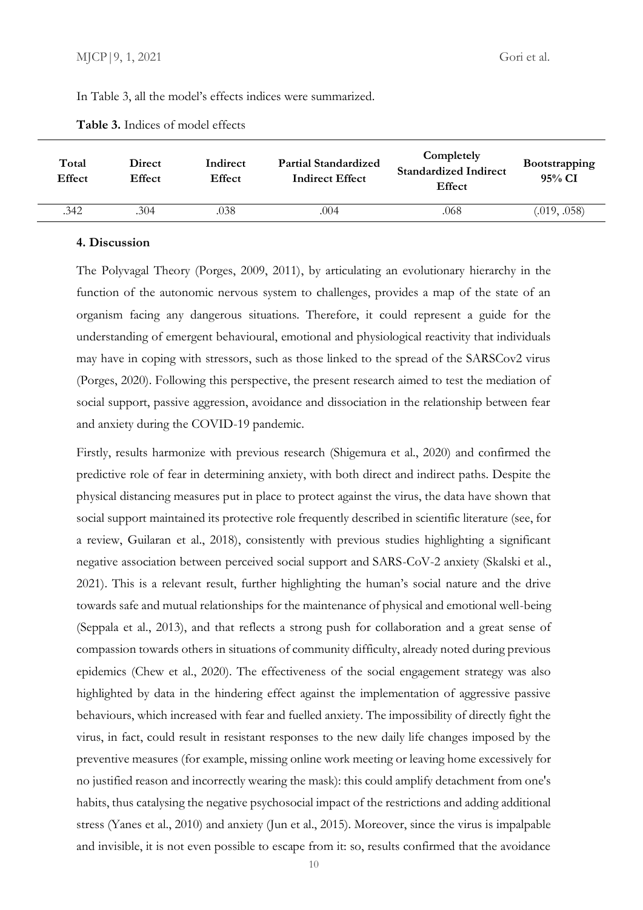In Table 3, all the model's effects indices were summarized.

**Table 3.** Indices of model effects

| Total Effect | Direct Effect | Indirect Effect | Partial Standardized Indirect Effect | Completely Standardized Indirect Effect | Bootstrapping 95% CI |
|---|---|---|---|---|---|
| .342 | .304 | .038 | .004 | .068 | (.019, .058) |

### 4. Discussion

The Polyvagal Theory (Porges, 2009, 2011), by articulating an evolutionary hierarchy in the function of the autonomic nervous system to challenges, provides a map of the state of an organism facing any dangerous situations. Therefore, it could represent a guide for the understanding of emergent behavioural, emotional and physiological reactivity that individuals may have in coping with stressors, such as those linked to the spread of the SARSCov2 virus (Porges, 2020). Following this perspective, the present research aimed to test the mediation of social support, passive aggression, avoidance and dissociation in the relationship between fear and anxiety during the COVID-19 pandemic.

Firstly, results harmonize with previous research (Shigemura et al., 2020) and confirmed the predictive role of fear in determining anxiety, with both direct and indirect paths. Despite the physical distancing measures put in place to protect against the virus, the data have shown that social support maintained its protective role frequently described in scientific literature (see, for a review, Guilaran et al., 2018), consistently with previous studies highlighting a significant negative association between perceived social support and SARS-CoV-2 anxiety (Skalski et al., 2021). This is a relevant result, further highlighting the human's social nature and the drive towards safe and mutual relationships for the maintenance of physical and emotional well-being (Seppala et al., 2013), and that reflects a strong push for collaboration and a great sense of compassion towards others in situations of community difficulty, already noted during previous epidemics (Chew et al., 2020). The effectiveness of the social engagement strategy was also highlighted by data in the hindering effect against the implementation of aggressive passive behaviours, which increased with fear and fuelled anxiety. The impossibility of directly fight the virus, in fact, could result in resistant responses to the new daily life changes imposed by the preventive measures (for example, missing online work meeting or leaving home excessively for no justified reason and incorrectly wearing the mask): this could amplify detachment from one's habits, thus catalysing the negative psychosocial impact of the restrictions and adding additional stress (Yanes et al., 2010) and anxiety (Jun et al., 2015). Moreover, since the virus is impalpable and invisible, it is not even possible to escape from it: so, results confirmed that the avoidance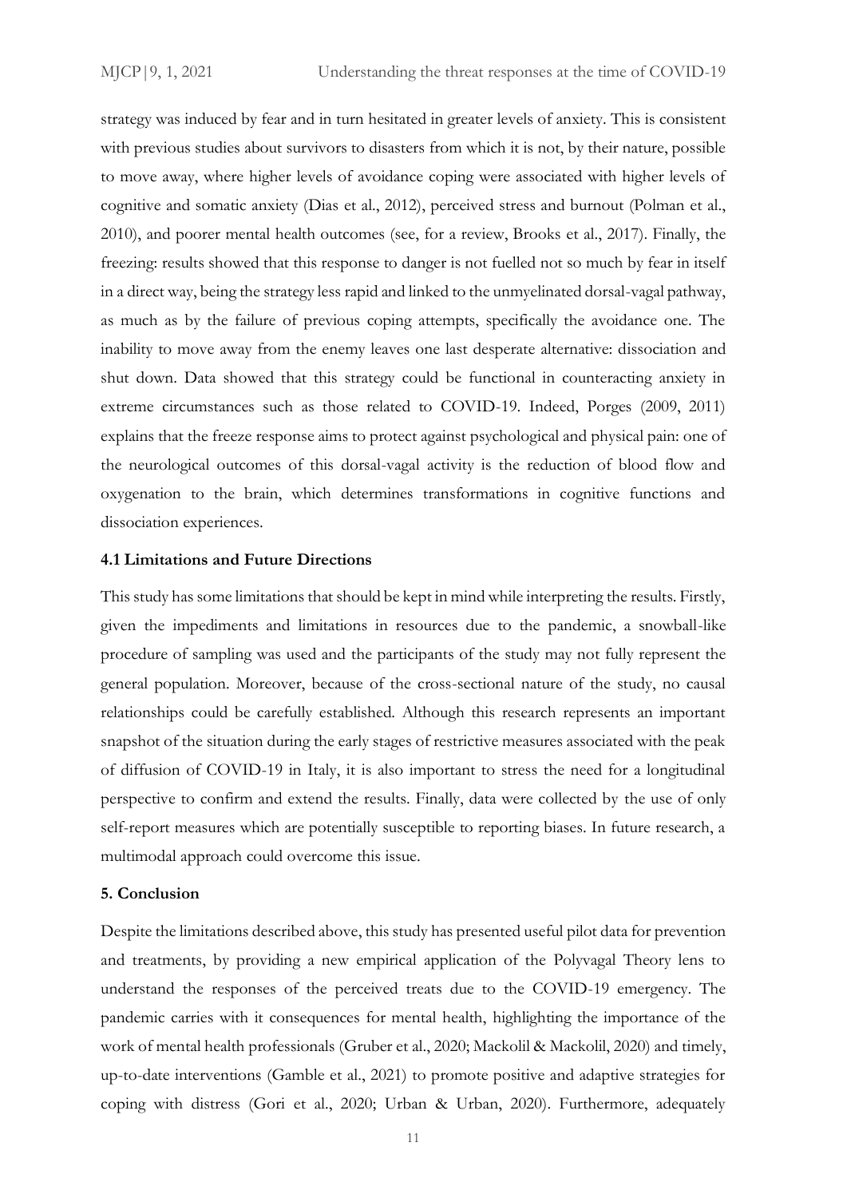strategy was induced by fear and in turn hesitated in greater levels of anxiety. This is consistent with previous studies about survivors to disasters from which it is not, by their nature, possible to move away, where higher levels of avoidance coping were associated with higher levels of cognitive and somatic anxiety (Dias et al., 2012), perceived stress and burnout (Polman et al., 2010), and poorer mental health outcomes (see, for a review, Brooks et al., 2017). Finally, the freezing: results showed that this response to danger is not fuelled not so much by fear in itself in a direct way, being the strategy less rapid and linked to the unmyelinated dorsal-vagal pathway, as much as by the failure of previous coping attempts, specifically the avoidance one. The inability to move away from the enemy leaves one last desperate alternative: dissociation and shut down. Data showed that this strategy could be functional in counteracting anxiety in extreme circumstances such as those related to COVID-19. Indeed, Porges (2009, 2011) explains that the freeze response aims to protect against psychological and physical pain: one of the neurological outcomes of this dorsal-vagal activity is the reduction of blood flow and oxygenation to the brain, which determines transformations in cognitive functions and dissociation experiences.

### 4.1 Limitations and Future Directions

This study has some limitations that should be kept in mind while interpreting the results. Firstly, given the impediments and limitations in resources due to the pandemic, a snowball-like procedure of sampling was used and the participants of the study may not fully represent the general population. Moreover, because of the cross-sectional nature of the study, no causal relationships could be carefully established. Although this research represents an important snapshot of the situation during the early stages of restrictive measures associated with the peak of diffusion of COVID-19 in Italy, it is also important to stress the need for a longitudinal perspective to confirm and extend the results. Finally, data were collected by the use of only self-report measures which are potentially susceptible to reporting biases. In future research, a multimodal approach could overcome this issue.

## 5. Conclusion

Despite the limitations described above, this study has presented useful pilot data for prevention and treatments, by providing a new empirical application of the Polyvagal Theory lens to understand the responses of the perceived treats due to the COVID-19 emergency. The pandemic carries with it consequences for mental health, highlighting the importance of the work of mental health professionals (Gruber et al., 2020; Mackolil & Mackolil, 2020) and timely, up-to-date interventions (Gamble et al., 2021) to promote positive and adaptive strategies for coping with distress (Gori et al., 2020; Urban & Urban, 2020). Furthermore, adequately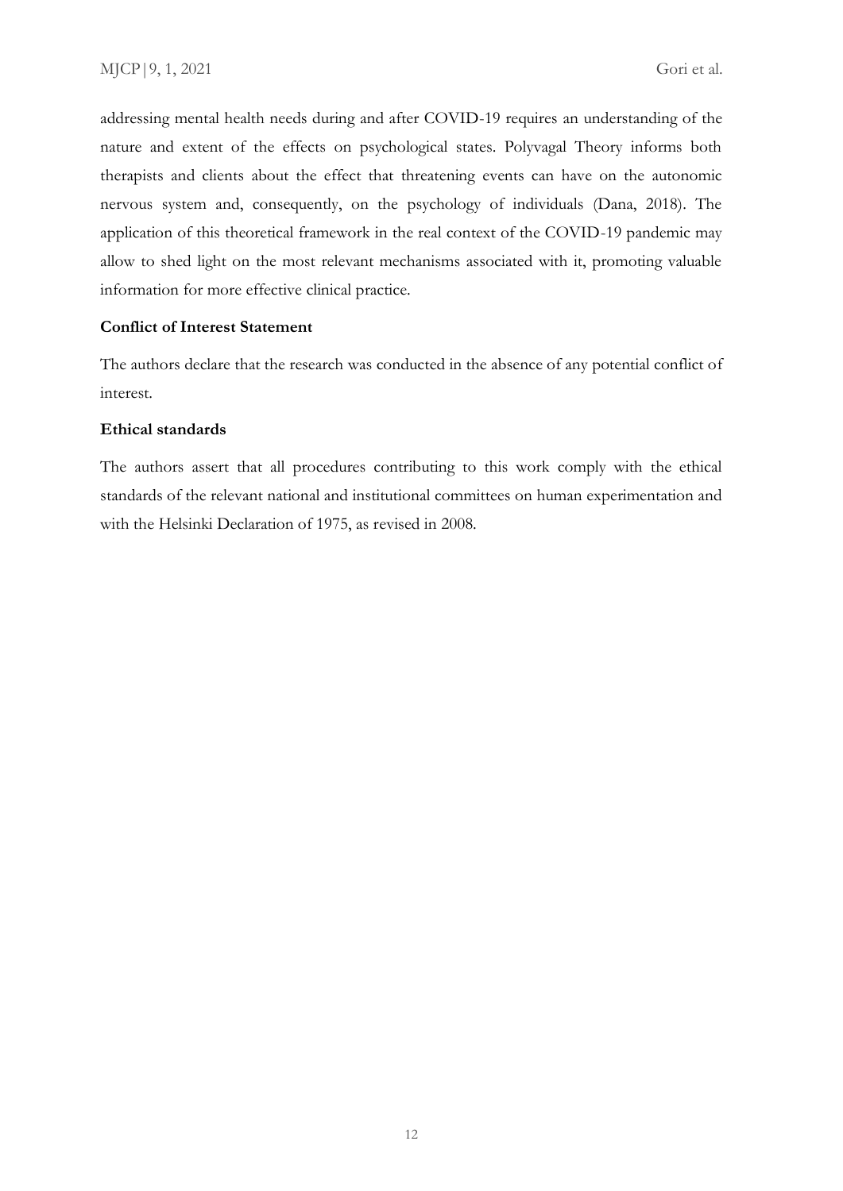addressing mental health needs during and after COVID-19 requires an understanding of the nature and extent of the effects on psychological states. Polyvagal Theory informs both therapists and clients about the effect that threatening events can have on the autonomic nervous system and, consequently, on the psychology of individuals (Dana, 2018). The application of this theoretical framework in the real context of the COVID-19 pandemic may allow to shed light on the most relevant mechanisms associated with it, promoting valuable information for more effective clinical practice.

**Conflict of Interest Statement**

The authors declare that the research was conducted in the absence of any potential conflict of interest.

**Ethical standards**

The authors assert that all procedures contributing to this work comply with the ethical standards of the relevant national and institutional committees on human experimentation and with the Helsinki Declaration of 1975, as revised in 2008.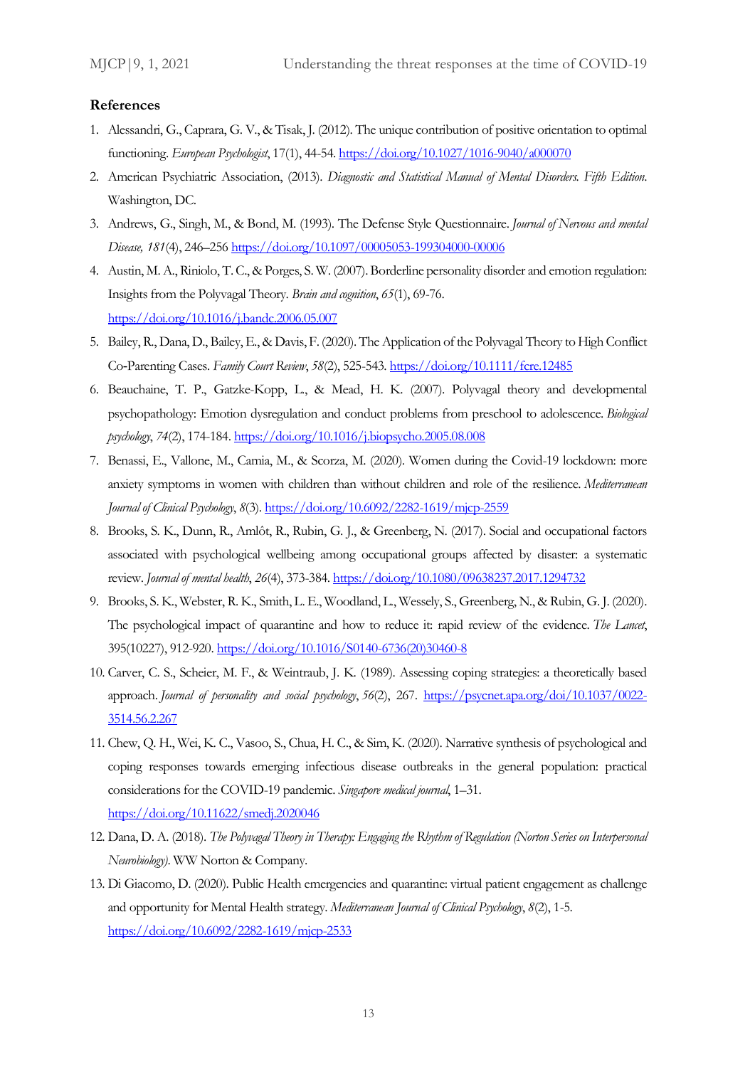## References

1. Alessandri, G., Caprara, G. V., & Tisak, J. (2012). The unique contribution of positive orientation to optimal functioning. *European Psychologist*, 17(1), 44-54. https://doi.org/10.1027/1016-9040/a000070
2. American Psychiatric Association, (2013). *Diagnostic and Statistical Manual of Mental Disorders. Fifth Edition*. Washington, DC.
3. Andrews, G., Singh, M., & Bond, M. (1993). The Defense Style Questionnaire. *Journal of Nervous and mental Disease, 181*(4), 246–256 https://doi.org/10.1097/00005053-199304000-00006
4. Austin, M. A., Riniolo, T. C., & Porges, S. W. (2007). Borderline personality disorder and emotion regulation: Insights from the Polyvagal Theory. *Brain and cognition*, *65*(1), 69-76. https://doi.org/10.1016/j.bandc.2006.05.007
5. Bailey, R., Dana, D., Bailey, E., & Davis, F. (2020). The Application of the Polyvagal Theory to High Conflict Co-Parenting Cases. *Family Court Review*, *58*(2), 525-543. https://doi.org/10.1111/fcre.12485
6. Beauchaine, T. P., Gatzke-Kopp, L., & Mead, H. K. (2007). Polyvagal theory and developmental psychopathology: Emotion dysregulation and conduct problems from preschool to adolescence. *Biological psychology*, *74*(2), 174-184. https://doi.org/10.1016/j.biopsycho.2005.08.008
7. Benassi, E., Vallone, M., Camia, M., & Scorza, M. (2020). Women during the Covid-19 lockdown: more anxiety symptoms in women with children than without children and role of the resilience. *Mediterranean Journal of Clinical Psychology*, *8*(3). https://doi.org/10.6092/2282-1619/mjcp-2559
8. Brooks, S. K., Dunn, R., Amlôt, R., Rubin, G. J., & Greenberg, N. (2017). Social and occupational factors associated with psychological wellbeing among occupational groups affected by disaster: a systematic review. *Journal of mental health*, *26*(4), 373-384. https://doi.org/10.1080/09638237.2017.1294732
9. Brooks, S. K., Webster, R. K., Smith, L. E., Woodland, L., Wessely, S., Greenberg, N., & Rubin, G. J. (2020). The psychological impact of quarantine and how to reduce it: rapid review of the evidence. *The Lancet*, 395(10227), 912-920. https://doi.org/10.1016/S0140-6736(20)30460-8
10. Carver, C. S., Scheier, M. F., & Weintraub, J. K. (1989). Assessing coping strategies: a theoretically based approach. *Journal of personality and social psychology*, *56*(2), 267. https://psycnet.apa.org/doi/10.1037/0022-3514.56.2.267
11. Chew, Q. H., Wei, K. C., Vasoo, S., Chua, H. C., & Sim, K. (2020). Narrative synthesis of psychological and coping responses towards emerging infectious disease outbreaks in the general population: practical considerations for the COVID-19 pandemic. *Singapore medical journal*, 1–31. https://doi.org/10.11622/smedj.2020046
12. Dana, D. A. (2018). *The Polyvagal Theory in Therapy: Engaging the Rhythm of Regulation (Norton Series on Interpersonal Neurobiology)*. WW Norton & Company.
13. Di Giacomo, D. (2020). Public Health emergencies and quarantine: virtual patient engagement as challenge and opportunity for Mental Health strategy. *Mediterranean Journal of Clinical Psychology*, *8*(2), 1-5. https://doi.org/10.6092/2282-1619/mjcp-2533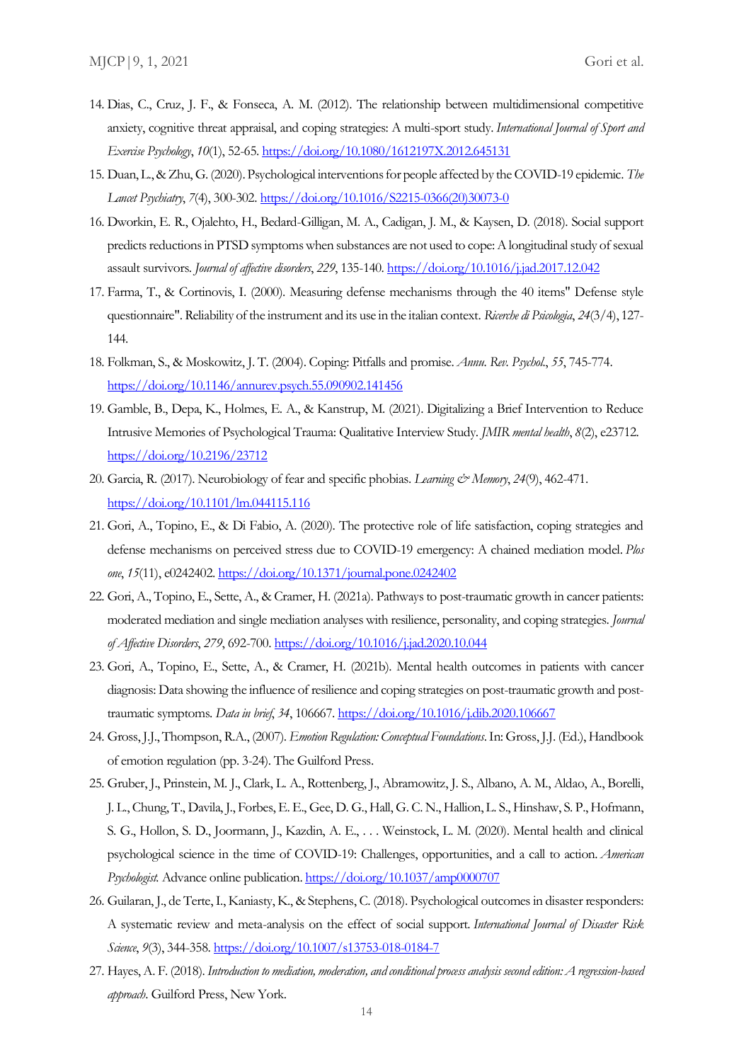14. Dias, C., Cruz, J. F., & Fonseca, A. M. (2012). The relationship between multidimensional competitive anxiety, cognitive threat appraisal, and coping strategies: A multi-sport study. *International Journal of Sport and Exercise Psychology*, *10*(1), 52-65. https://doi.org/10.1080/1612197X.2012.645131
15. Duan, L., & Zhu, G. (2020). Psychological interventions for people affected by the COVID-19 epidemic. *The Lancet Psychiatry*, *7*(4), 300-302. https://doi.org/10.1016/S2215-0366(20)30073-0
16. Dworkin, E. R., Ojalehto, H., Bedard-Gilligan, M. A., Cadigan, J. M., & Kaysen, D. (2018). Social support predicts reductions in PTSD symptoms when substances are not used to cope: A longitudinal study of sexual assault survivors. *Journal of affective disorders*, *229*, 135-140. https://doi.org/10.1016/j.jad.2017.12.042
17. Farma, T., & Cortinovis, I. (2000). Measuring defense mechanisms through the 40 items" Defense style questionnaire". Reliability of the instrument and its use in the italian context. *Ricerche di Psicologia*, *24*(3/4), 127-144.
18. Folkman, S., & Moskowitz, J. T. (2004). Coping: Pitfalls and promise. *Annu. Rev. Psychol.*, *55*, 745-774. https://doi.org/10.1146/annurev.psych.55.090902.141456
19. Gamble, B., Depa, K., Holmes, E. A., & Kanstrup, M. (2021). Digitalizing a Brief Intervention to Reduce Intrusive Memories of Psychological Trauma: Qualitative Interview Study. *JMIR mental health*, *8*(2), e23712. https://doi.org/10.2196/23712
20. Garcia, R. (2017). Neurobiology of fear and specific phobias. *Learning & Memory*, *24*(9), 462-471. https://doi.org/10.1101/lm.044115.116
21. Gori, A., Topino, E., & Di Fabio, A. (2020). The protective role of life satisfaction, coping strategies and defense mechanisms on perceived stress due to COVID-19 emergency: A chained mediation model. *Plos one*, *15*(11), e0242402. https://doi.org/10.1371/journal.pone.0242402
22. Gori, A., Topino, E., Sette, A., & Cramer, H. (2021a). Pathways to post-traumatic growth in cancer patients: moderated mediation and single mediation analyses with resilience, personality, and coping strategies. *Journal of Affective Disorders*, *279*, 692-700. https://doi.org/10.1016/j.jad.2020.10.044
23. Gori, A., Topino, E., Sette, A., & Cramer, H. (2021b). Mental health outcomes in patients with cancer diagnosis: Data showing the influence of resilience and coping strategies on post-traumatic growth and post-traumatic symptoms. *Data in brief*, *34*, 106667. https://doi.org/10.1016/j.dib.2020.106667
24. Gross, J.J., Thompson, R.A., (2007). *Emotion Regulation: Conceptual Foundations*. In: Gross, J.J. (Ed.), Handbook of emotion regulation (pp. 3-24). The Guilford Press.
25. Gruber, J., Prinstein, M. J., Clark, L. A., Rottenberg, J., Abramowitz, J. S., Albano, A. M., Aldao, A., Borelli, J. L., Chung, T., Davila, J., Forbes, E. E., Gee, D. G., Hall, G. C. N., Hallion, L. S., Hinshaw, S. P., Hofmann, S. G., Hollon, S. D., Joormann, J., Kazdin, A. E., . . . Weinstock, L. M. (2020). Mental health and clinical psychological science in the time of COVID-19: Challenges, opportunities, and a call to action. *American Psychologist.* Advance online publication. https://doi.org/10.1037/amp0000707
26. Guilaran, J., de Terte, I., Kaniasty, K., & Stephens, C. (2018). Psychological outcomes in disaster responders: A systematic review and meta-analysis on the effect of social support. *International Journal of Disaster Risk Science*, *9*(3), 344-358. https://doi.org/10.1007/s13753-018-0184-7
27. Hayes, A. F. (2018). *Introduction to mediation, moderation, and conditional process analysis second edition: A regression-based approach*. Guilford Press, New York.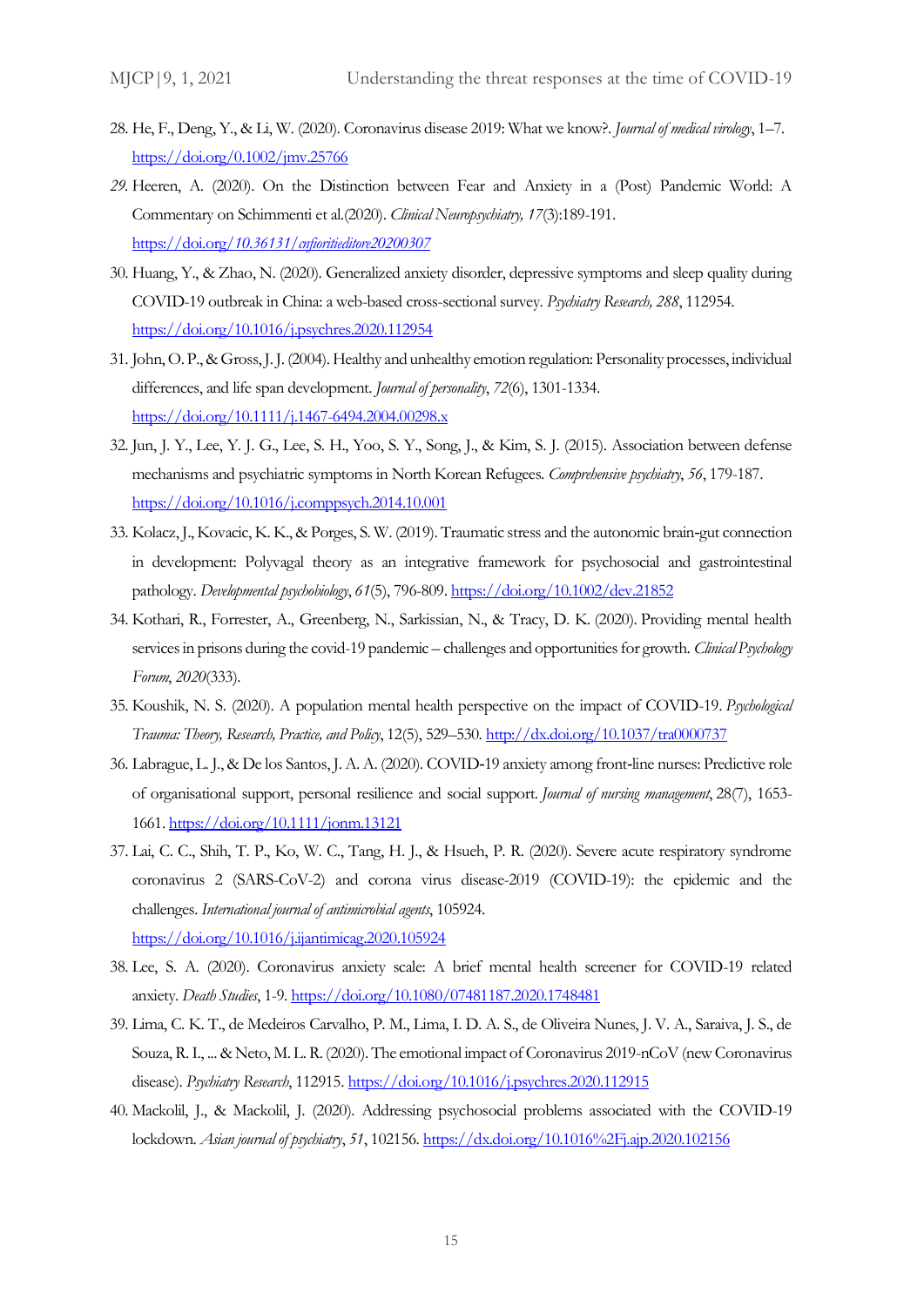28. He, F., Deng, Y., & Li, W. (2020). Coronavirus disease 2019: What we know?. *Journal of medical virology*, 1–7. https://doi.org/0.1002/jmv.25766

29. Heeren, A. (2020). On the Distinction between Fear and Anxiety in a (Post) Pandemic World: A Commentary on Schimmenti et al.(2020). *Clinical Neuropsychiatry, 17*(3):189-191. https://doi.org/10.36131/cnfioritieditore20200307

30. Huang, Y., & Zhao, N. (2020). Generalized anxiety disorder, depressive symptoms and sleep quality during COVID-19 outbreak in China: a web-based cross-sectional survey. *Psychiatry Research, 288*, 112954. https://doi.org/10.1016/j.psychres.2020.112954

31. John, O. P., & Gross, J. J. (2004). Healthy and unhealthy emotion regulation: Personality processes, individual differences, and life span development. *Journal of personality*, *72*(6), 1301-1334. https://doi.org/10.1111/j.1467-6494.2004.00298.x

32. Jun, J. Y., Lee, Y. J. G., Lee, S. H., Yoo, S. Y., Song, J., & Kim, S. J. (2015). Association between defense mechanisms and psychiatric symptoms in North Korean Refugees. *Comprehensive psychiatry*, *56*, 179-187. https://doi.org/10.1016/j.comppsych.2014.10.001

33. Kolacz, J., Kovacic, K. K., & Porges, S. W. (2019). Traumatic stress and the autonomic brain‐gut connection in development: Polyvagal theory as an integrative framework for psychosocial and gastrointestinal pathology. *Developmental psychobiology*, *61*(5), 796-809. https://doi.org/10.1002/dev.21852

34. Kothari, R., Forrester, A., Greenberg, N., Sarkissian, N., & Tracy, D. K. (2020). Providing mental health services in prisons during the covid-19 pandemic – challenges and opportunities for growth. *Clinical Psychology Forum*, *2020*(333).

35. Koushik, N. S. (2020). A population mental health perspective on the impact of COVID-19. *Psychological Trauma: Theory, Research, Practice, and Policy*, 12(5), 529–530. http://dx.doi.org/10.1037/tra0000737

36. Labrague, L. J., & De los Santos, J. A. A. (2020). COVID‐19 anxiety among front‐line nurses: Predictive role of organisational support, personal resilience and social support. *Journal of nursing management*, 28(7), 1653-1661. https://doi.org/10.1111/jonm.13121

37. Lai, C. C., Shih, T. P., Ko, W. C., Tang, H. J., & Hsueh, P. R. (2020). Severe acute respiratory syndrome coronavirus 2 (SARS-CoV-2) and corona virus disease-2019 (COVID-19): the epidemic and the challenges. *International journal of antimicrobial agents*, 105924. https://doi.org/10.1016/j.ijantimicag.2020.105924

38. Lee, S. A. (2020). Coronavirus anxiety scale: A brief mental health screener for COVID-19 related anxiety. *Death Studies*, 1-9. https://doi.org/10.1080/07481187.2020.1748481

39. Lima, C. K. T., de Medeiros Carvalho, P. M., Lima, I. D. A. S., de Oliveira Nunes, J. V. A., Saraiva, J. S., de Souza, R. I., ... & Neto, M. L. R. (2020). The emotional impact of Coronavirus 2019-nCoV (new Coronavirus disease). *Psychiatry Research*, 112915. https://doi.org/10.1016/j.psychres.2020.112915

40. Mackolil, J., & Mackolil, J. (2020). Addressing psychosocial problems associated with the COVID-19 lockdown. *Asian journal of psychiatry*, *51*, 102156. https://dx.doi.org/10.1016%2Fj.ajp.2020.102156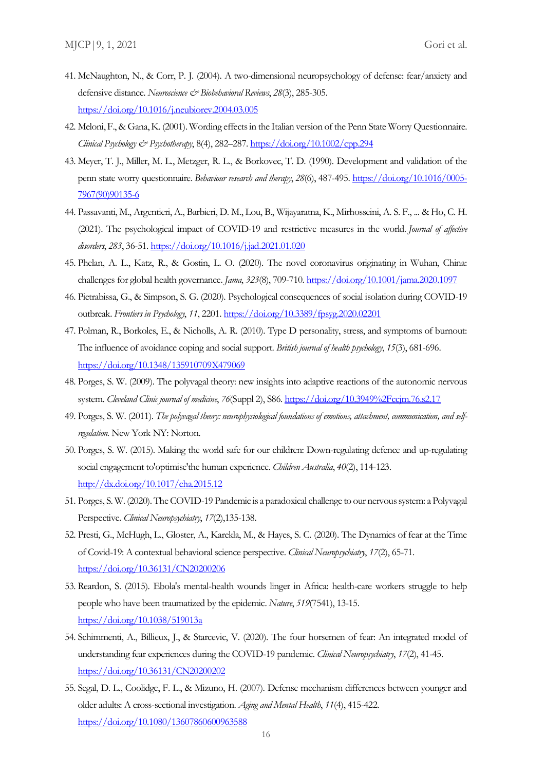41. McNaughton, N., & Corr, P. J. (2004). A two-dimensional neuropsychology of defense: fear/anxiety and defensive distance. *Neuroscience & Biobehavioral Reviews*, *28*(3), 285-305. https://doi.org/10.1016/j.neubiorev.2004.03.005
42. Meloni, F., & Gana, K. (2001). Wording effects in the Italian version of the Penn State Worry Questionnaire. *Clinical Psychology & Psychotherapy*, 8(4), 282–287. https://doi.org/10.1002/cpp.294
43. Meyer, T. J., Miller, M. L., Metzger, R. L., & Borkovec, T. D. (1990). Development and validation of the penn state worry questionnaire. *Behaviour research and therapy*, *28*(6), 487-495. https://doi.org/10.1016/0005-7967(90)90135-6
44. Passavanti, M., Argentieri, A., Barbieri, D. M., Lou, B., Wijayaratna, K., Mirhosseini, A. S. F., ... & Ho, C. H. (2021). The psychological impact of COVID-19 and restrictive measures in the world. *Journal of affective disorders*, *283*, 36-51. https://doi.org/10.1016/j.jad.2021.01.020
45. Phelan, A. L., Katz, R., & Gostin, L. O. (2020). The novel coronavirus originating in Wuhan, China: challenges for global health governance. *Jama*, *323*(8), 709-710. https://doi.org/10.1001/jama.2020.1097
46. Pietrabissa, G., & Simpson, S. G. (2020). Psychological consequences of social isolation during COVID-19 outbreak. *Frontiers in Psychology*, *11*, 2201. https://doi.org/10.3389/fpsyg.2020.02201
47. Polman, R., Borkoles, E., & Nicholls, A. R. (2010). Type D personality, stress, and symptoms of burnout: The influence of avoidance coping and social support. *British journal of health psychology*, *15*(3), 681-696. https://doi.org/10.1348/135910709X479069
48. Porges, S. W. (2009). The polyvagal theory: new insights into adaptive reactions of the autonomic nervous system. *Cleveland Clinic journal of medicine*, *76*(Suppl 2), S86. https://doi.org/10.3949%2Fccjm.76.s2.17
49. Porges, S. W. (2011). *The polyvagal theory: neurophysiological foundations of emotions, attachment, communication, and self-regulation*. New York NY: Norton.
50. Porges, S. W. (2015). Making the world safe for our children: Down-regulating defence and up-regulating social engagement to'optimise'the human experience. *Children Australia*, *40*(2), 114-123. http://dx.doi.org/10.1017/cha.2015.12
51. Porges, S. W. (2020). The COVID-19 Pandemic is a paradoxical challenge to our nervous system: a Polyvagal Perspective. *Clinical Neuropsychiatry*, *17*(2),135-138.
52. Presti, G., McHugh, L., Gloster, A., Karekla, M., & Hayes, S. C. (2020). The Dynamics of fear at the Time of Covid-19: A contextual behavioral science perspective. *Clinical Neuropsychiatry*, *17*(2), 65-71. https://doi.org/10.36131/CN20200206
53. Reardon, S. (2015). Ebola's mental-health wounds linger in Africa: health-care workers struggle to help people who have been traumatized by the epidemic. *Nature*, *519*(7541), 13-15. https://doi.org/10.1038/519013a
54. Schimmenti, A., Billieux, J., & Starcevic, V. (2020). The four horsemen of fear: An integrated model of understanding fear experiences during the COVID-19 pandemic. *Clinical Neuropsychiatry*, *17*(2), 41-45. https://doi.org/10.36131/CN20200202
55. Segal, D. L., Coolidge, F. L., & Mizuno, H. (2007). Defense mechanism differences between younger and older adults: A cross-sectional investigation. *Aging and Mental Health*, *11*(4), 415-422. https://doi.org/10.1080/13607860600963588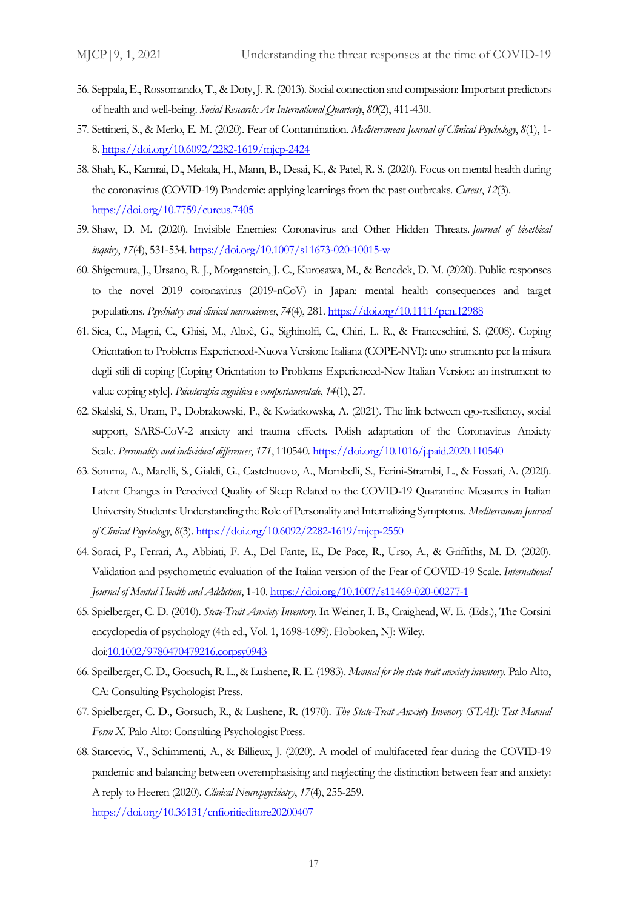56. Seppala, E., Rossomando, T., & Doty, J. R. (2013). Social connection and compassion: Important predictors of health and well-being. *Social Research: An International Quarterly*, *80*(2), 411-430.
57. Settineri, S., & Merlo, E. M. (2020). Fear of Contamination. *Mediterranean Journal of Clinical Psychology*, *8*(1), 1-8. https://doi.org/10.6092/2282-1619/mjcp-2424
58. Shah, K., Kamrai, D., Mekala, H., Mann, B., Desai, K., & Patel, R. S. (2020). Focus on mental health during the coronavirus (COVID-19) Pandemic: applying learnings from the past outbreaks. *Cureus*, *12*(3). https://doi.org/10.7759/cureus.7405
59. Shaw, D. M. (2020). Invisible Enemies: Coronavirus and Other Hidden Threats. *Journal of bioethical inquiry*, *17*(4), 531-534. https://doi.org/10.1007/s11673-020-10015-w
60. Shigemura, J., Ursano, R. J., Morganstein, J. C., Kurosawa, M., & Benedek, D. M. (2020). Public responses to the novel 2019 coronavirus (2019‐nCoV) in Japan: mental health consequences and target populations. *Psychiatry and clinical neurosciences*, *74*(4), 281. https://doi.org/10.1111/pcn.12988
61. Sica, C., Magni, C., Ghisi, M., Altoè, G., Sighinolfi, C., Chiri, L. R., & Franceschini, S. (2008). Coping Orientation to Problems Experienced-Nuova Versione Italiana (COPE-NVI): uno strumento per la misura degli stili di coping [Coping Orientation to Problems Experienced-New Italian Version: an instrument to value coping style]. *Psicoterapia cognitiva e comportamentale*, *14*(1), 27.
62. Skalski, S., Uram, P., Dobrakowski, P., & Kwiatkowska, A. (2021). The link between ego-resiliency, social support, SARS-CoV-2 anxiety and trauma effects. Polish adaptation of the Coronavirus Anxiety Scale. *Personality and individual differences*, *171*, 110540. https://doi.org/10.1016/j.paid.2020.110540
63. Somma, A., Marelli, S., Gialdi, G., Castelnuovo, A., Mombelli, S., Ferini-Strambi, L., & Fossati, A. (2020). Latent Changes in Perceived Quality of Sleep Related to the COVID-19 Quarantine Measures in Italian University Students: Understanding the Role of Personality and Internalizing Symptoms. *Mediterranean Journal of Clinical Psychology*, *8*(3). https://doi.org/10.6092/2282-1619/mjcp-2550
64. Soraci, P., Ferrari, A., Abbiati, F. A., Del Fante, E., De Pace, R., Urso, A., & Griffiths, M. D. (2020). Validation and psychometric evaluation of the Italian version of the Fear of COVID-19 Scale. *International Journal of Mental Health and Addiction*, 1-10. https://doi.org/10.1007/s11469-020-00277-1
65. Spielberger, C. D. (2010). *State‐Trait Anxiety Inventory.* In Weiner, I. B., Craighead, W. E. (Eds.), The Corsini encyclopedia of psychology (4th ed., Vol. 1, 1698-1699). Hoboken, NJ: Wiley. doi:10.1002/9780470479216.corpsy0943
66. Speilberger, C. D., Gorsuch, R. L., & Lushene, R. E. (1983). *Manual for the state trait anxiety inventory*. Palo Alto, CA: Consulting Psychologist Press.
67. Spielberger, C. D., Gorsuch, R., & Lushene, R. (1970). *The State-Trait Anxiety Invenory (STAI): Test Manual Form X*. Palo Alto: Consulting Psychologist Press.
68. Starcevic, V., Schimmenti, A., & Billieux, J. (2020). A model of multifaceted fear during the COVID-19 pandemic and balancing between overemphasising and neglecting the distinction between fear and anxiety: A reply to Heeren (2020). *Clinical Neuropsychiatry*, *17*(4), 255-259. https://doi.org/10.36131/cnfioritieditore20200407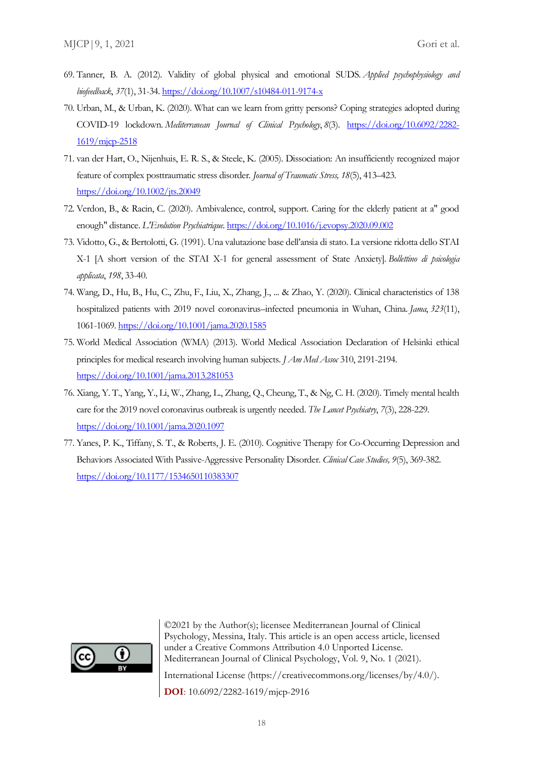69. Tanner, B. A. (2012). Validity of global physical and emotional SUDS. *Applied psychophysiology and biofeedback*, *37*(1), 31-34. https://doi.org/10.1007/s10484-011-9174-x
70. Urban, M., & Urban, K. (2020). What can we learn from gritty persons? Coping strategies adopted during COVID-19 lockdown. *Mediterranean Journal of Clinical Psychology*, *8*(3). https://doi.org/10.6092/2282-1619/mjcp-2518
71. van der Hart, O., Nijenhuis, E. R. S., & Steele, K. (2005). Dissociation: An insufficiently recognized major feature of complex posttraumatic stress disorder. *Journal of Traumatic Stress, 18*(5), 413–423. https://doi.org/10.1002/jts.20049
72. Verdon, B., & Racin, C. (2020). Ambivalence, control, support. Caring for the elderly patient at a" good enough" distance. *L'Evolution Psychiatrique*. https://doi.org/10.1016/j.evopsy.2020.09.002
73. Vidotto, G., & Bertolotti, G. (1991). Una valutazione base dell'ansia di stato. La versione ridotta dello STAI X-1 [A short version of the STAI X-1 for general assessment of State Anxiety]. *Bollettino di psicologia applicata*, *198*, 33-40.
74. Wang, D., Hu, B., Hu, C., Zhu, F., Liu, X., Zhang, J., ... & Zhao, Y. (2020). Clinical characteristics of 138 hospitalized patients with 2019 novel coronavirus–infected pneumonia in Wuhan, China. *Jama*, *323*(11), 1061-1069. https://doi.org/10.1001/jama.2020.1585
75. World Medical Association (WMA) (2013). World Medical Association Declaration of Helsinki ethical principles for medical research involving human subjects. *J Am Med Assoc* 310, 2191-2194. https://doi.org/10.1001/jama.2013.281053
76. Xiang, Y. T., Yang, Y., Li, W., Zhang, L., Zhang, Q., Cheung, T., & Ng, C. H. (2020). Timely mental health care for the 2019 novel coronavirus outbreak is urgently needed. *The Lancet Psychiatry*, *7*(3), 228-229. https://doi.org/10.1001/jama.2020.1097
77. Yanes, P. K., Tiffany, S. T., & Roberts, J. E. (2010). Cognitive Therapy for Co-Occurring Depression and Behaviors Associated With Passive-Aggressive Personality Disorder. *Clinical Case Studies, 9*(5), 369-382. https://doi.org/10.1177/1534650110383307

©2021 by the Author(s); licensee Mediterranean Journal of Clinical Psychology, Messina, Italy. This article is an open access article, licensed under a Creative Commons Attribution 4.0 Unported License. Mediterranean Journal of Clinical Psychology, Vol. 9, No. 1 (2021).

International License (https://creativecommons.org/licenses/by/4.0/).

**DOI**: 10.6092/2282-1619/mjcp-2916